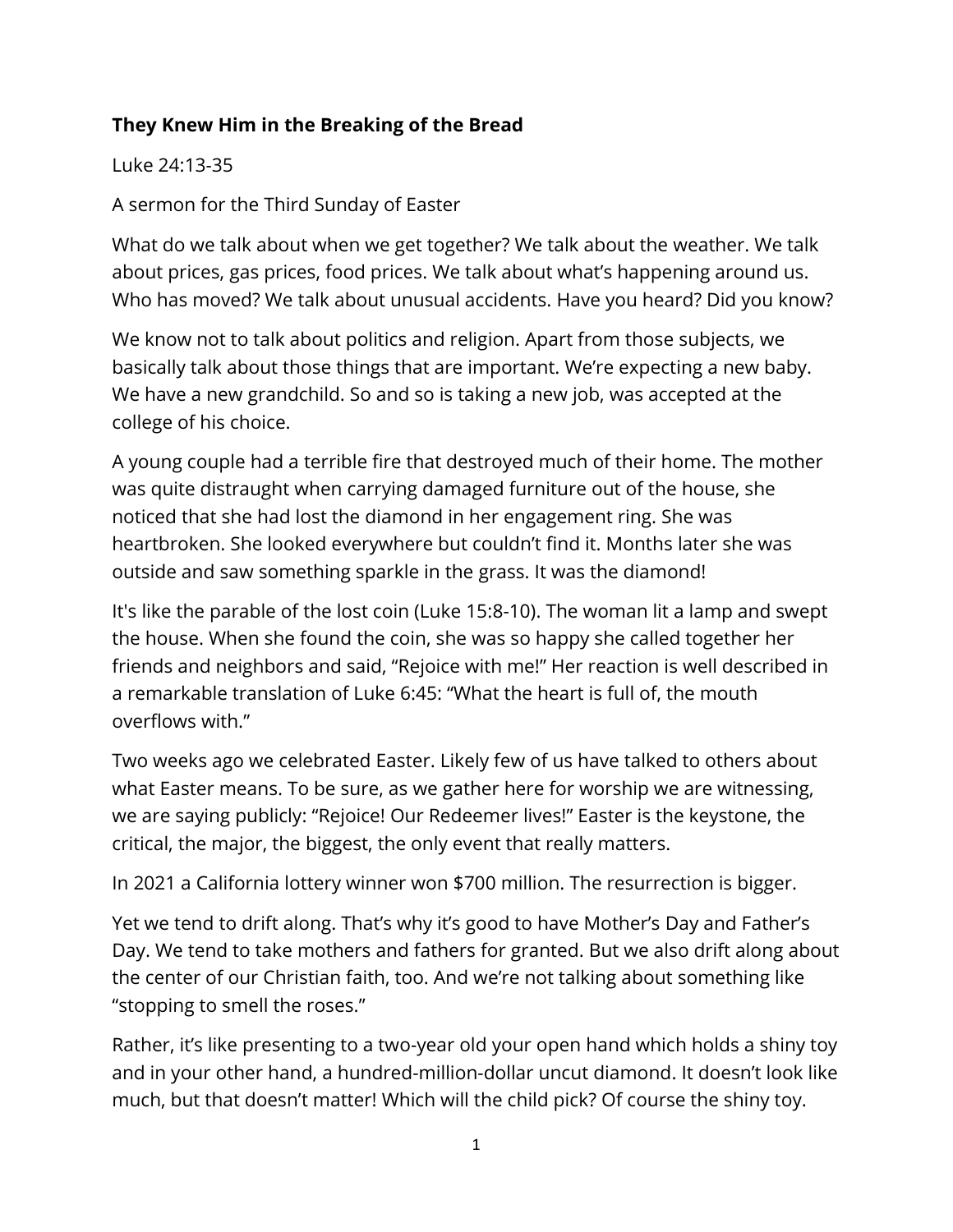**They Knew Him in the Breaking of the Bread**

Luke 24:13-35

A sermon for the Third Sunday of Easter

What do we talk about when we get together? We talk about the weather. We talk about prices, gas prices, food prices. We talk about what's happening around us. Who has moved? We talk about unusual accidents. Have you heard? Did you know?

We know not to talk about politics and religion. Apart from those subjects, we basically talk about those things that are important. We're expecting a new baby. We have a new grandchild. So and so is taking a new job, was accepted at the college of his choice.

A young couple had a terrible fire that destroyed much of their home. The mother was quite distraught when carrying damaged furniture out of the house, she noticed that she had lost the diamond in her engagement ring. She was heartbroken. She looked everywhere but couldn't find it. Months later she was outside and saw something sparkle in the grass. It was the diamond!

It's like the parable of the lost coin (Luke 15:8-10). The woman lit a lamp and swept the house. When she found the coin, she was so happy she called together her friends and neighbors and said, "Rejoice with me!" Her reaction is well described in a remarkable translation of Luke 6:45: "What the heart is full of, the mouth overflows with."

Two weeks ago we celebrated Easter. Likely few of us have talked to others about what Easter means. To be sure, as we gather here for worship we are witnessing, we are saying publicly: "Rejoice! Our Redeemer lives!" Easter is the keystone, the critical, the major, the biggest, the only event that really matters.

In 2021 a California lottery winner won $700 million. The resurrection is bigger.

Yet we tend to drift along. That's why it's good to have Mother's Day and Father's Day. We tend to take mothers and fathers for granted. But we also drift along about the center of our Christian faith, too. And we're not talking about something like "stopping to smell the roses."

Rather, it's like presenting to a two-year old your open hand which holds a shiny toy and in your other hand, a hundred-million-dollar uncut diamond. It doesn't look like much, but that doesn't matter! Which will the child pick? Of course the shiny toy.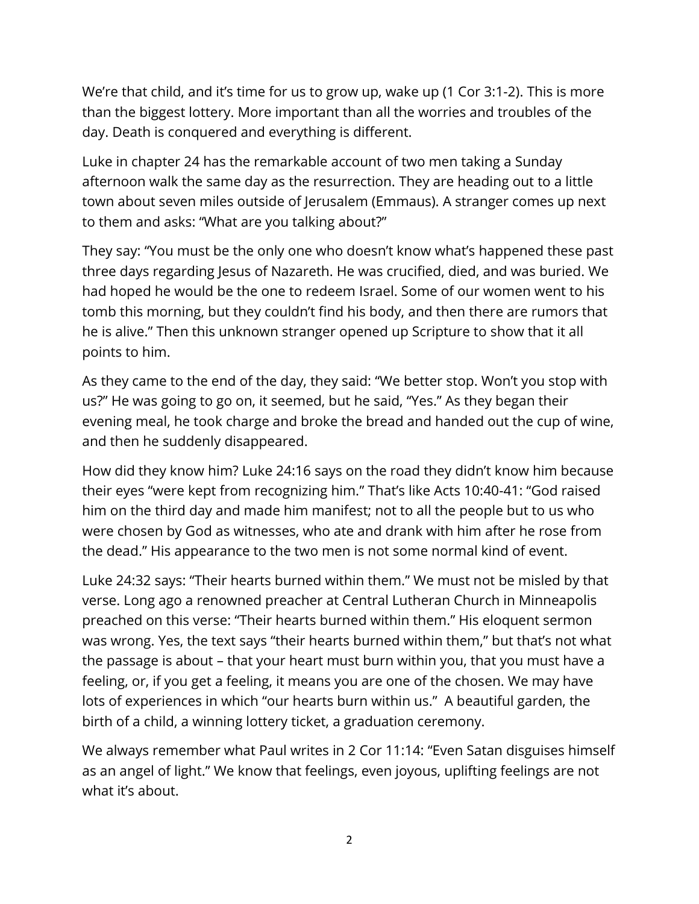We're that child, and it's time for us to grow up, wake up (1 Cor 3:1-2). This is more than the biggest lottery. More important than all the worries and troubles of the day. Death is conquered and everything is different.

Luke in chapter 24 has the remarkable account of two men taking a Sunday afternoon walk the same day as the resurrection. They are heading out to a little town about seven miles outside of Jerusalem (Emmaus). A stranger comes up next to them and asks: "What are you talking about?"

They say: "You must be the only one who doesn't know what's happened these past three days regarding Jesus of Nazareth. He was crucified, died, and was buried. We had hoped he would be the one to redeem Israel. Some of our women went to his tomb this morning, but they couldn't find his body, and then there are rumors that he is alive." Then this unknown stranger opened up Scripture to show that it all points to him.

As they came to the end of the day, they said: "We better stop. Won't you stop with us?" He was going to go on, it seemed, but he said, "Yes." As they began their evening meal, he took charge and broke the bread and handed out the cup of wine, and then he suddenly disappeared.

How did they know him? Luke 24:16 says on the road they didn't know him because their eyes "were kept from recognizing him." That's like Acts 10:40-41: "God raised him on the third day and made him manifest; not to all the people but to us who were chosen by God as witnesses, who ate and drank with him after he rose from the dead." His appearance to the two men is not some normal kind of event.

Luke 24:32 says: "Their hearts burned within them." We must not be misled by that verse. Long ago a renowned preacher at Central Lutheran Church in Minneapolis preached on this verse: "Their hearts burned within them." His eloquent sermon was wrong. Yes, the text says "their hearts burned within them," but that's not what the passage is about – that your heart must burn within you, that you must have a feeling, or, if you get a feeling, it means you are one of the chosen. We may have lots of experiences in which "our hearts burn within us." A beautiful garden, the birth of a child, a winning lottery ticket, a graduation ceremony.

We always remember what Paul writes in 2 Cor 11:14: "Even Satan disguises himself as an angel of light." We know that feelings, even joyous, uplifting feelings are not what it's about.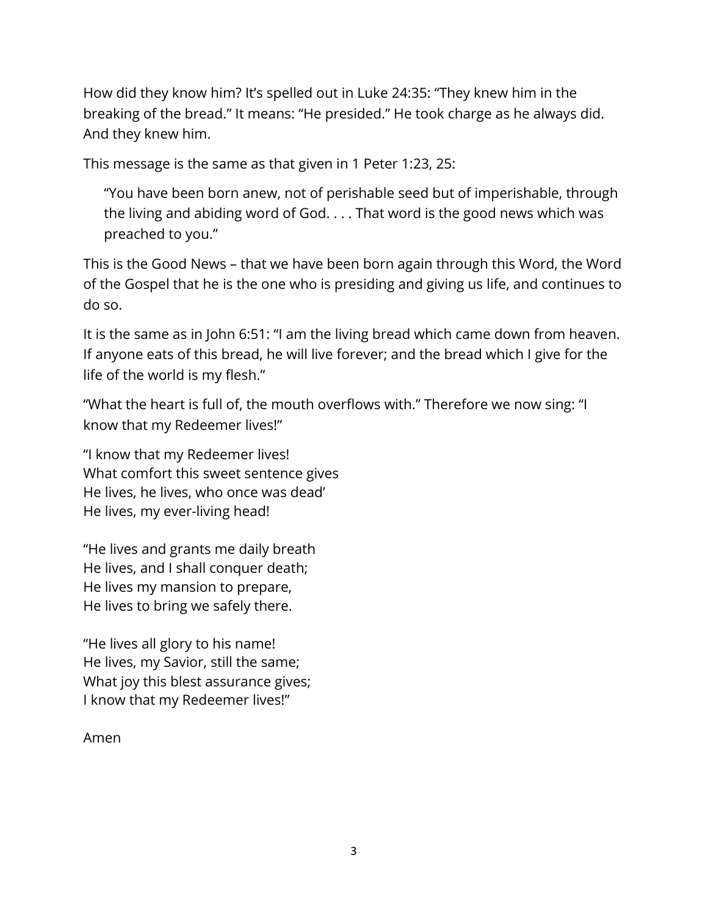How did they know him? It's spelled out in Luke 24:35: "They knew him in the breaking of the bread." It means: "He presided." He took charge as he always did. And they knew him.

This message is the same as that given in 1 Peter 1:23, 25:

> "You have been born anew, not of perishable seed but of imperishable, through the living and abiding word of God. . . . That word is the good news which was preached to you."

This is the Good News – that we have been born again through this Word, the Word of the Gospel that he is the one who is presiding and giving us life, and continues to do so.

It is the same as in John 6:51: "I am the living bread which came down from heaven. If anyone eats of this bread, he will live forever; and the bread which I give for the life of the world is my flesh."

"What the heart is full of, the mouth overflows with." Therefore we now sing: "I know that my Redeemer lives!"

"I know that my Redeemer lives!  
What comfort this sweet sentence gives  
He lives, he lives, who once was dead'  
He lives, my ever-living head!

"He lives and grants me daily breath  
He lives, and I shall conquer death;  
He lives my mansion to prepare,  
He lives to bring we safely there.

"He lives all glory to his name!  
He lives, my Savior, still the same;  
What joy this blest assurance gives;  
I know that my Redeemer lives!"

Amen